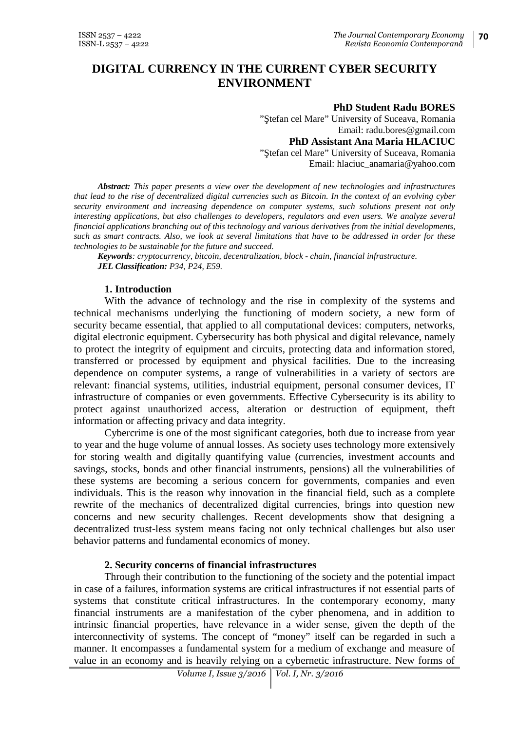# DIGITAL CURRENCY IN THE CURRENT CYBER SECURITY ENVIRONMENT

**PhD Student Radu BORES**
"Ştefan cel Mare" University of Suceava, Romania
Email: radu.bores@gmail.com

**PhD Assistant Ana Maria HLACIUC**
"Ştefan cel Mare" University of Suceava, Romania
Email: hlaciuc_anamaria@yahoo.com

***Abstract:*** *This paper presents a view over the development of new technologies and infrastructures that lead to the rise of decentralized digital currencies such as Bitcoin. In the context of an evolving cyber security environment and increasing dependence on computer systems, such solutions present not only interesting applications, but also challenges to developers, regulators and even users. We analyze several financial applications branching out of this technology and various derivatives from the initial developments, such as smart contracts. Also, we look at several limitations that have to be addressed in order for these technologies to be sustainable for the future and succeed.*

***Keywords****: cryptocurrency, bitcoin, decentralization, block - chain, financial infrastructure.*

***JEL Classification:*** *P34, P24, E59.*

## 1. Introduction

With the advance of technology and the rise in complexity of the systems and technical mechanisms underlying the functioning of modern society, a new form of security became essential, that applied to all computational devices: computers, networks, digital electronic equipment. Cybersecurity has both physical and digital relevance, namely to protect the integrity of equipment and circuits, protecting data and information stored, transferred or processed by equipment and physical facilities. Due to the increasing dependence on computer systems, a range of vulnerabilities in a variety of sectors are relevant: financial systems, utilities, industrial equipment, personal consumer devices, IT infrastructure of companies or even governments. Effective Cybersecurity is its ability to protect against unauthorized access, alteration or destruction of equipment, theft information or affecting privacy and data integrity.

Cybercrime is one of the most significant categories, both due to increase from year to year and the huge volume of annual losses. As society uses technology more extensively for storing wealth and digitally quantifying value (currencies, investment accounts and savings, stocks, bonds and other financial instruments, pensions) all the vulnerabilities of these systems are becoming a serious concern for governments, companies and even individuals. This is the reason why innovation in the financial field, such as a complete rewrite of the mechanics of decentralized digital currencies, brings into question new concerns and new security challenges. Recent developments show that designing a decentralized trust-less system means facing not only technical challenges but also user behavior patterns and fundamental economics of money.

## 2. Security concerns of financial infrastructures

Through their contribution to the functioning of the society and the potential impact in case of a failures, information systems are critical infrastructures if not essential parts of systems that constitute critical infrastructures. In the contemporary economy, many financial instruments are a manifestation of the cyber phenomena, and in addition to intrinsic financial properties, have relevance in a wider sense, given the depth of the interconnectivity of systems. The concept of "money" itself can be regarded in such a manner. It encompasses a fundamental system for a medium of exchange and measure of value in an economy and is heavily relying on a cybernetic infrastructure. New forms of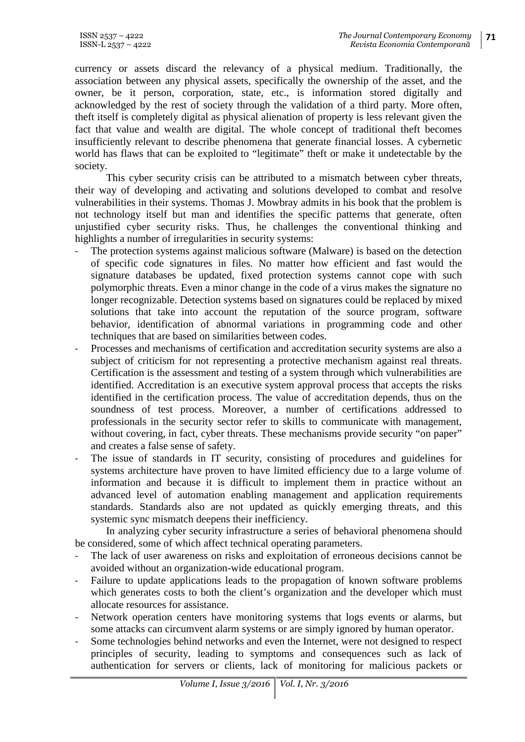currency or assets discard the relevancy of a physical medium. Traditionally, the association between any physical assets, specifically the ownership of the asset, and the owner, be it person, corporation, state, etc., is information stored digitally and acknowledged by the rest of society through the validation of a third party. More often, theft itself is completely digital as physical alienation of property is less relevant given the fact that value and wealth are digital. The whole concept of traditional theft becomes insufficiently relevant to describe phenomena that generate financial losses. A cybernetic world has flaws that can be exploited to "legitimate" theft or make it undetectable by the society.

This cyber security crisis can be attributed to a mismatch between cyber threats, their way of developing and activating and solutions developed to combat and resolve vulnerabilities in their systems. Thomas J. Mowbray admits in his book that the problem is not technology itself but man and identifies the specific patterns that generate, often unjustified cyber security risks. Thus, he challenges the conventional thinking and highlights a number of irregularities in security systems:

- The protection systems against malicious software (Malware) is based on the detection of specific code signatures in files. No matter how efficient and fast would the signature databases be updated, fixed protection systems cannot cope with such polymorphic threats. Even a minor change in the code of a virus makes the signature no longer recognizable. Detection systems based on signatures could be replaced by mixed solutions that take into account the reputation of the source program, software behavior, identification of abnormal variations in programming code and other techniques that are based on similarities between codes.
- Processes and mechanisms of certification and accreditation security systems are also a subject of criticism for not representing a protective mechanism against real threats. Certification is the assessment and testing of a system through which vulnerabilities are identified. Accreditation is an executive system approval process that accepts the risks identified in the certification process. The value of accreditation depends, thus on the soundness of test process. Moreover, a number of certifications addressed to professionals in the security sector refer to skills to communicate with management, without covering, in fact, cyber threats. These mechanisms provide security "on paper" and creates a false sense of safety.
- The issue of standards in IT security, consisting of procedures and guidelines for systems architecture have proven to have limited efficiency due to a large volume of information and because it is difficult to implement them in practice without an advanced level of automation enabling management and application requirements standards. Standards also are not updated as quickly emerging threats, and this systemic sync mismatch deepens their inefficiency.

In analyzing cyber security infrastructure a series of behavioral phenomena should be considered, some of which affect technical operating parameters.

- The lack of user awareness on risks and exploitation of erroneous decisions cannot be avoided without an organization-wide educational program.
- Failure to update applications leads to the propagation of known software problems which generates costs to both the client's organization and the developer which must allocate resources for assistance.
- Network operation centers have monitoring systems that logs events or alarms, but some attacks can circumvent alarm systems or are simply ignored by human operator.
- Some technologies behind networks and even the Internet, were not designed to respect principles of security, leading to symptoms and consequences such as lack of authentication for servers or clients, lack of monitoring for malicious packets or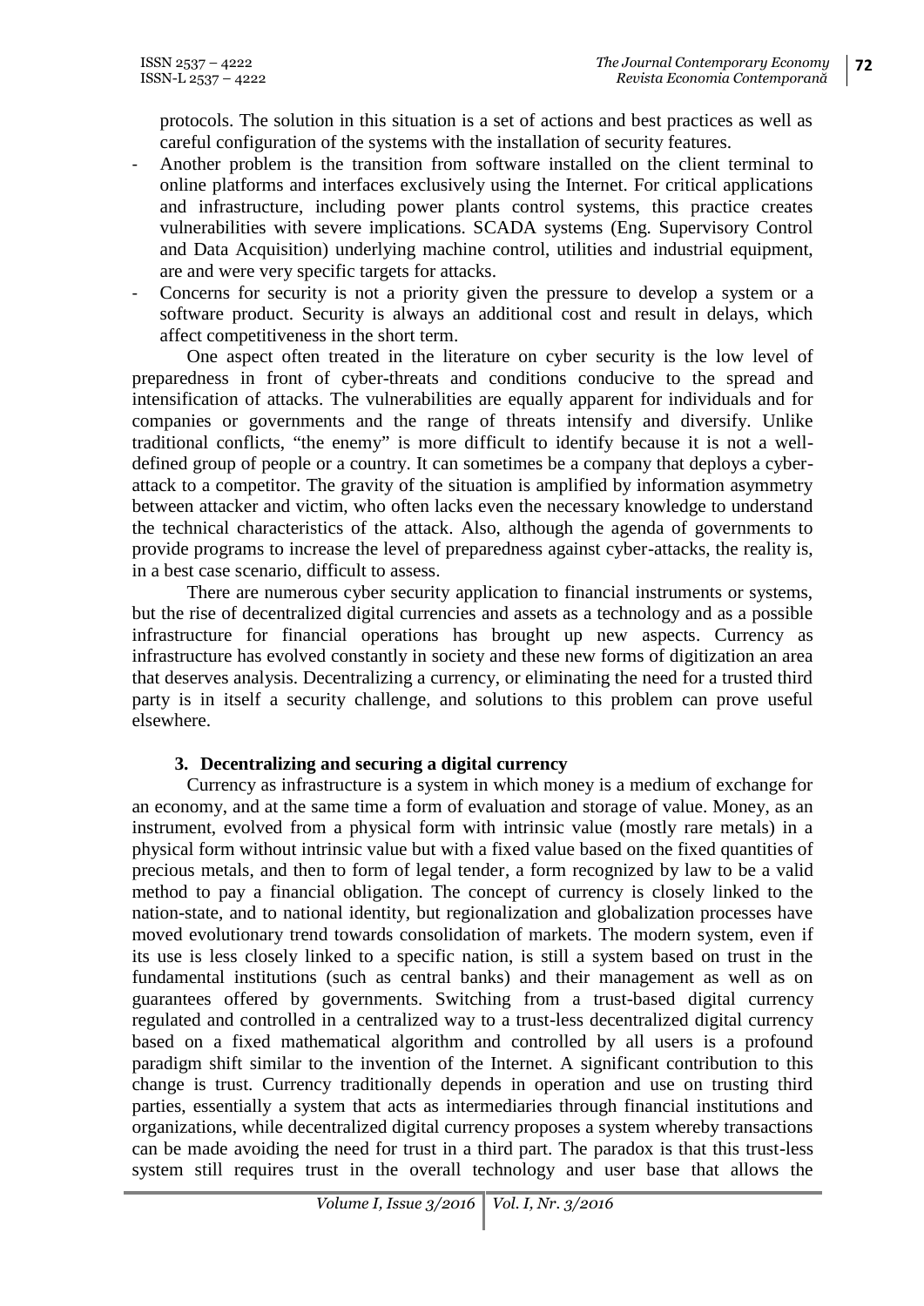protocols. The solution in this situation is a set of actions and best practices as well as careful configuration of the systems with the installation of security features.

- Another problem is the transition from software installed on the client terminal to online platforms and interfaces exclusively using the Internet. For critical applications and infrastructure, including power plants control systems, this practice creates vulnerabilities with severe implications. SCADA systems (Eng. Supervisory Control and Data Acquisition) underlying machine control, utilities and industrial equipment, are and were very specific targets for attacks.
- Concerns for security is not a priority given the pressure to develop a system or a software product. Security is always an additional cost and result in delays, which affect competitiveness in the short term.

One aspect often treated in the literature on cyber security is the low level of preparedness in front of cyber-threats and conditions conducive to the spread and intensification of attacks. The vulnerabilities are equally apparent for individuals and for companies or governments and the range of threats intensify and diversify. Unlike traditional conflicts, "the enemy" is more difficult to identify because it is not a well-defined group of people or a country. It can sometimes be a company that deploys a cyber-attack to a competitor. The gravity of the situation is amplified by information asymmetry between attacker and victim, who often lacks even the necessary knowledge to understand the technical characteristics of the attack. Also, although the agenda of governments to provide programs to increase the level of preparedness against cyber-attacks, the reality is, in a best case scenario, difficult to assess.

There are numerous cyber security application to financial instruments or systems, but the rise of decentralized digital currencies and assets as a technology and as a possible infrastructure for financial operations has brought up new aspects. Currency as infrastructure has evolved constantly in society and these new forms of digitization an area that deserves analysis. Decentralizing a currency, or eliminating the need for a trusted third party is in itself a security challenge, and solutions to this problem can prove useful elsewhere.

## 3. Decentralizing and securing a digital currency

Currency as infrastructure is a system in which money is a medium of exchange for an economy, and at the same time a form of evaluation and storage of value. Money, as an instrument, evolved from a physical form with intrinsic value (mostly rare metals) in a physical form without intrinsic value but with a fixed value based on the fixed quantities of precious metals, and then to form of legal tender, a form recognized by law to be a valid method to pay a financial obligation. The concept of currency is closely linked to the nation-state, and to national identity, but regionalization and globalization processes have moved evolutionary trend towards consolidation of markets. The modern system, even if its use is less closely linked to a specific nation, is still a system based on trust in the fundamental institutions (such as central banks) and their management as well as on guarantees offered by governments. Switching from a trust-based digital currency regulated and controlled in a centralized way to a trust-less decentralized digital currency based on a fixed mathematical algorithm and controlled by all users is a profound paradigm shift similar to the invention of the Internet. A significant contribution to this change is trust. Currency traditionally depends in operation and use on trusting third parties, essentially a system that acts as intermediaries through financial institutions and organizations, while decentralized digital currency proposes a system whereby transactions can be made avoiding the need for trust in a third part. The paradox is that this trust-less system still requires trust in the overall technology and user base that allows the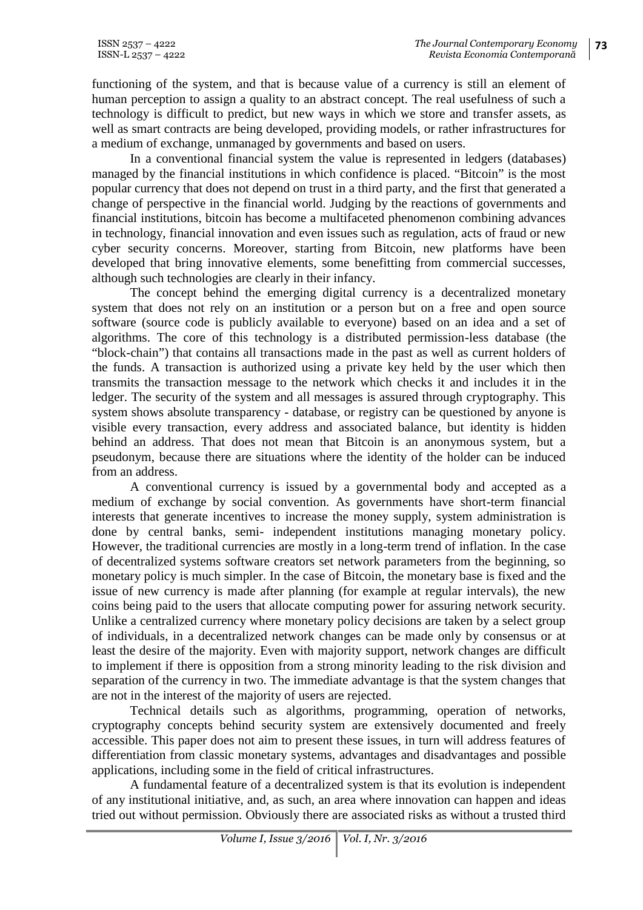functioning of the system, and that is because value of a currency is still an element of human perception to assign a quality to an abstract concept. The real usefulness of such a technology is difficult to predict, but new ways in which we store and transfer assets, as well as smart contracts are being developed, providing models, or rather infrastructures for a medium of exchange, unmanaged by governments and based on users.

In a conventional financial system the value is represented in ledgers (databases) managed by the financial institutions in which confidence is placed. "Bitcoin" is the most popular currency that does not depend on trust in a third party, and the first that generated a change of perspective in the financial world. Judging by the reactions of governments and financial institutions, bitcoin has become a multifaceted phenomenon combining advances in technology, financial innovation and even issues such as regulation, acts of fraud or new cyber security concerns. Moreover, starting from Bitcoin, new platforms have been developed that bring innovative elements, some benefitting from commercial successes, although such technologies are clearly in their infancy.

The concept behind the emerging digital currency is a decentralized monetary system that does not rely on an institution or a person but on a free and open source software (source code is publicly available to everyone) based on an idea and a set of algorithms. The core of this technology is a distributed permission-less database (the "block-chain") that contains all transactions made in the past as well as current holders of the funds. A transaction is authorized using a private key held by the user which then transmits the transaction message to the network which checks it and includes it in the ledger. The security of the system and all messages is assured through cryptography. This system shows absolute transparency - database, or registry can be questioned by anyone is visible every transaction, every address and associated balance, but identity is hidden behind an address. That does not mean that Bitcoin is an anonymous system, but a pseudonym, because there are situations where the identity of the holder can be induced from an address.

A conventional currency is issued by a governmental body and accepted as a medium of exchange by social convention. As governments have short-term financial interests that generate incentives to increase the money supply, system administration is done by central banks, semi- independent institutions managing monetary policy. However, the traditional currencies are mostly in a long-term trend of inflation. In the case of decentralized systems software creators set network parameters from the beginning, so monetary policy is much simpler. In the case of Bitcoin, the monetary base is fixed and the issue of new currency is made after planning (for example at regular intervals), the new coins being paid to the users that allocate computing power for assuring network security. Unlike a centralized currency where monetary policy decisions are taken by a select group of individuals, in a decentralized network changes can be made only by consensus or at least the desire of the majority. Even with majority support, network changes are difficult to implement if there is opposition from a strong minority leading to the risk division and separation of the currency in two. The immediate advantage is that the system changes that are not in the interest of the majority of users are rejected.

Technical details such as algorithms, programming, operation of networks, cryptography concepts behind security system are extensively documented and freely accessible. This paper does not aim to present these issues, in turn will address features of differentiation from classic monetary systems, advantages and disadvantages and possible applications, including some in the field of critical infrastructures.

A fundamental feature of a decentralized system is that its evolution is independent of any institutional initiative, and, as such, an area where innovation can happen and ideas tried out without permission. Obviously there are associated risks as without a trusted third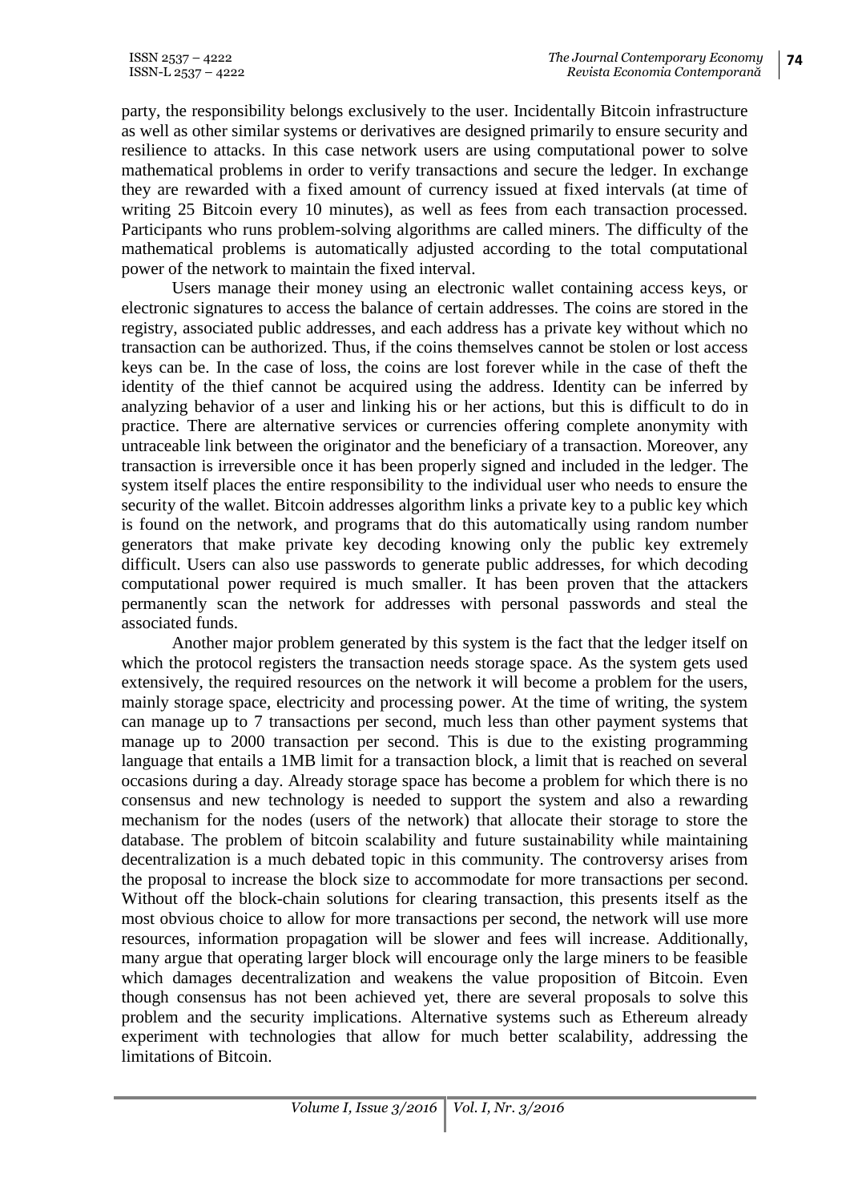party, the responsibility belongs exclusively to the user. Incidentally Bitcoin infrastructure as well as other similar systems or derivatives are designed primarily to ensure security and resilience to attacks. In this case network users are using computational power to solve mathematical problems in order to verify transactions and secure the ledger. In exchange they are rewarded with a fixed amount of currency issued at fixed intervals (at time of writing 25 Bitcoin every 10 minutes), as well as fees from each transaction processed. Participants who runs problem-solving algorithms are called miners. The difficulty of the mathematical problems is automatically adjusted according to the total computational power of the network to maintain the fixed interval.

Users manage their money using an electronic wallet containing access keys, or electronic signatures to access the balance of certain addresses. The coins are stored in the registry, associated public addresses, and each address has a private key without which no transaction can be authorized. Thus, if the coins themselves cannot be stolen or lost access keys can be. In the case of loss, the coins are lost forever while in the case of theft the identity of the thief cannot be acquired using the address. Identity can be inferred by analyzing behavior of a user and linking his or her actions, but this is difficult to do in practice. There are alternative services or currencies offering complete anonymity with untraceable link between the originator and the beneficiary of a transaction. Moreover, any transaction is irreversible once it has been properly signed and included in the ledger. The system itself places the entire responsibility to the individual user who needs to ensure the security of the wallet. Bitcoin addresses algorithm links a private key to a public key which is found on the network, and programs that do this automatically using random number generators that make private key decoding knowing only the public key extremely difficult. Users can also use passwords to generate public addresses, for which decoding computational power required is much smaller. It has been proven that the attackers permanently scan the network for addresses with personal passwords and steal the associated funds.

Another major problem generated by this system is the fact that the ledger itself on which the protocol registers the transaction needs storage space. As the system gets used extensively, the required resources on the network it will become a problem for the users, mainly storage space, electricity and processing power. At the time of writing, the system can manage up to 7 transactions per second, much less than other payment systems that manage up to 2000 transaction per second. This is due to the existing programming language that entails a 1MB limit for a transaction block, a limit that is reached on several occasions during a day. Already storage space has become a problem for which there is no consensus and new technology is needed to support the system and also a rewarding mechanism for the nodes (users of the network) that allocate their storage to store the database. The problem of bitcoin scalability and future sustainability while maintaining decentralization is a much debated topic in this community. The controversy arises from the proposal to increase the block size to accommodate for more transactions per second. Without off the block-chain solutions for clearing transaction, this presents itself as the most obvious choice to allow for more transactions per second, the network will use more resources, information propagation will be slower and fees will increase. Additionally, many argue that operating larger block will encourage only the large miners to be feasible which damages decentralization and weakens the value proposition of Bitcoin. Even though consensus has not been achieved yet, there are several proposals to solve this problem and the security implications. Alternative systems such as Ethereum already experiment with technologies that allow for much better scalability, addressing the limitations of Bitcoin.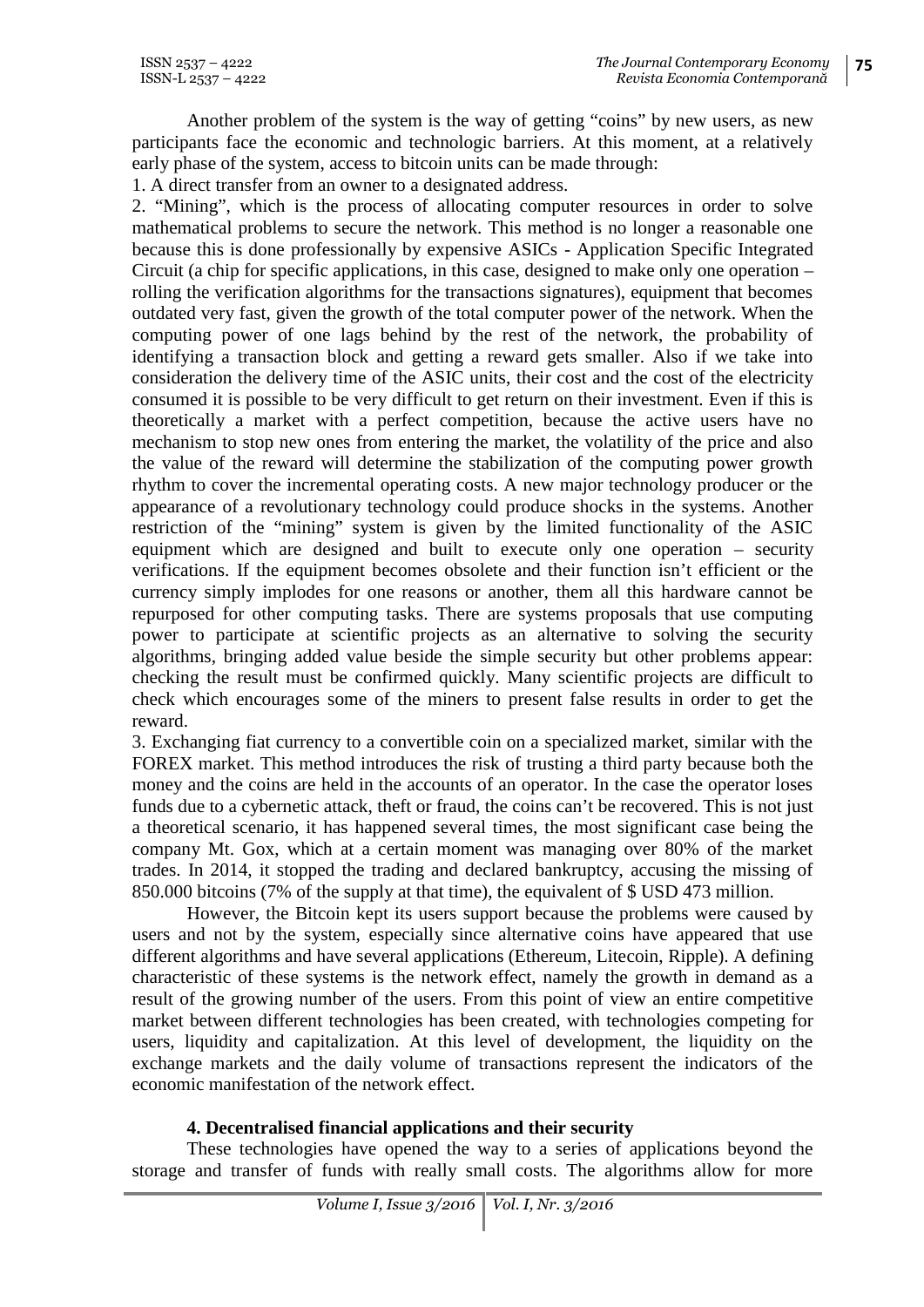Another problem of the system is the way of getting “coins” by new users, as new participants face the economic and technologic barriers. At this moment, at a relatively early phase of the system, access to bitcoin units can be made through:

1. A direct transfer from an owner to a designated address.
2. “Mining”, which is the process of allocating computer resources in order to solve mathematical problems to secure the network. This method is no longer a reasonable one because this is done professionally by expensive ASICs - Application Specific Integrated Circuit (a chip for specific applications, in this case, designed to make only one operation – rolling the verification algorithms for the transactions signatures), equipment that becomes outdated very fast, given the growth of the total computer power of the network. When the computing power of one lags behind by the rest of the network, the probability of identifying a transaction block and getting a reward gets smaller. Also if we take into consideration the delivery time of the ASIC units, their cost and the cost of the electricity consumed it is possible to be very difficult to get return on their investment. Even if this is theoretically a market with a perfect competition, because the active users have no mechanism to stop new ones from entering the market, the volatility of the price and also the value of the reward will determine the stabilization of the computing power growth rhythm to cover the incremental operating costs. A new major technology producer or the appearance of a revolutionary technology could produce shocks in the systems. Another restriction of the “mining” system is given by the limited functionality of the ASIC equipment which are designed and built to execute only one operation – security verifications. If the equipment becomes obsolete and their function isn’t efficient or the currency simply implodes for one reasons or another, them all this hardware cannot be repurposed for other computing tasks. There are systems proposals that use computing power to participate at scientific projects as an alternative to solving the security algorithms, bringing added value beside the simple security but other problems appear: checking the result must be confirmed quickly. Many scientific projects are difficult to check which encourages some of the miners to present false results in order to get the reward.
3. Exchanging fiat currency to a convertible coin on a specialized market, similar with the FOREX market. This method introduces the risk of trusting a third party because both the money and the coins are held in the accounts of an operator. In the case the operator loses funds due to a cybernetic attack, theft or fraud, the coins can’t be recovered. This is not just a theoretical scenario, it has happened several times, the most significant case being the company Mt. Gox, which at a certain moment was managing over 80% of the market trades. In 2014, it stopped the trading and declared bankruptcy, accusing the missing of 850.000 bitcoins (7% of the supply at that time), the equivalent of $ USD 473 million.

However, the Bitcoin kept its users support because the problems were caused by users and not by the system, especially since alternative coins have appeared that use different algorithms and have several applications (Ethereum, Litecoin, Ripple). A defining characteristic of these systems is the network effect, namely the growth in demand as a result of the growing number of the users. From this point of view an entire competitive market between different technologies has been created, with technologies competing for users, liquidity and capitalization. At this level of development, the liquidity on the exchange markets and the daily volume of transactions represent the indicators of the economic manifestation of the network effect.

## 4. Decentralised financial applications and their security

These technologies have opened the way to a series of applications beyond the storage and transfer of funds with really small costs. The algorithms allow for more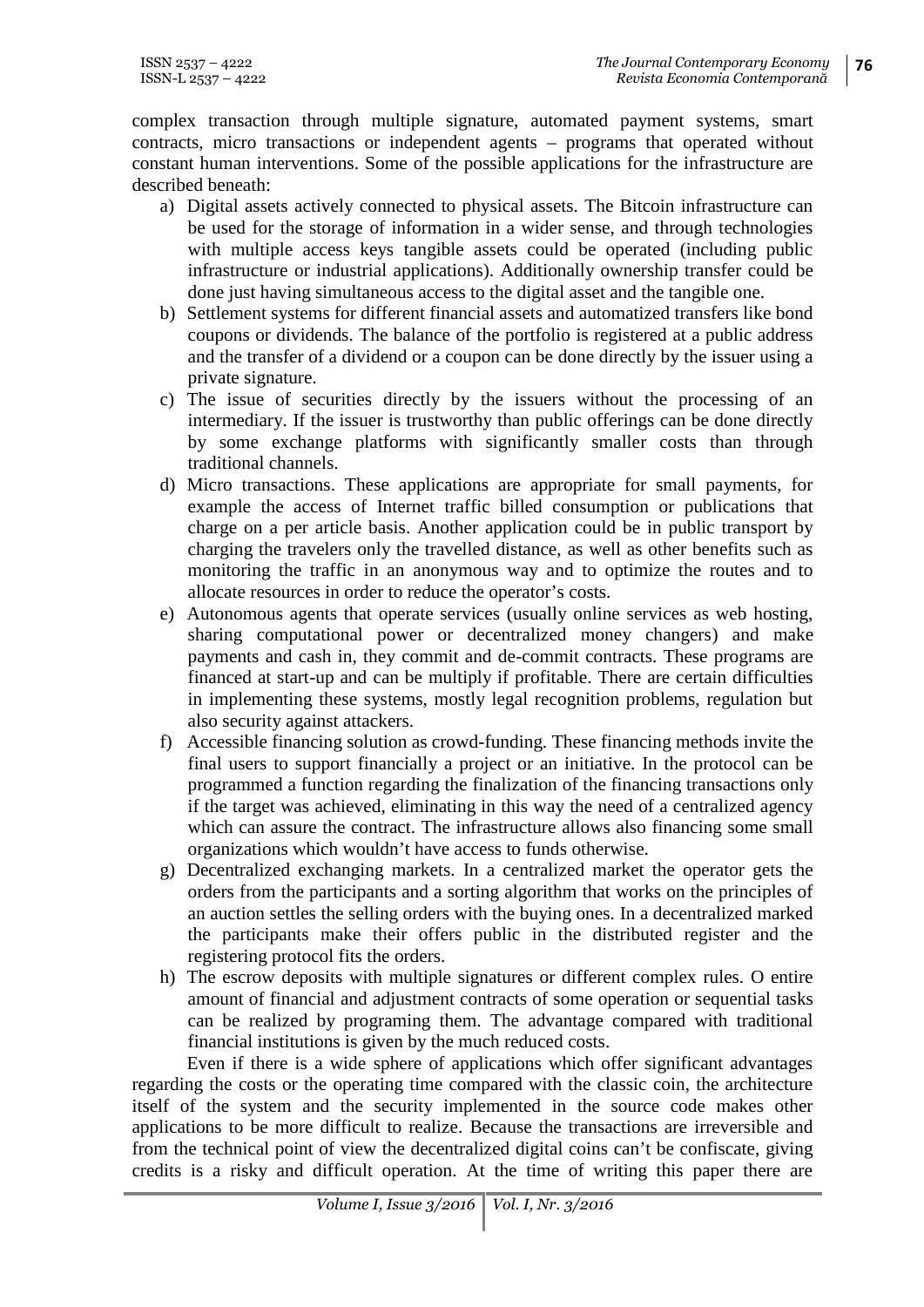complex transaction through multiple signature, automated payment systems, smart contracts, micro transactions or independent agents – programs that operated without constant human interventions. Some of the possible applications for the infrastructure are described beneath:

a) Digital assets actively connected to physical assets. The Bitcoin infrastructure can be used for the storage of information in a wider sense, and through technologies with multiple access keys tangible assets could be operated (including public infrastructure or industrial applications). Additionally ownership transfer could be done just having simultaneous access to the digital asset and the tangible one.
b) Settlement systems for different financial assets and automatized transfers like bond coupons or dividends. The balance of the portfolio is registered at a public address and the transfer of a dividend or a coupon can be done directly by the issuer using a private signature.
c) The issue of securities directly by the issuers without the processing of an intermediary. If the issuer is trustworthy than public offerings can be done directly by some exchange platforms with significantly smaller costs than through traditional channels.
d) Micro transactions. These applications are appropriate for small payments, for example the access of Internet traffic billed consumption or publications that charge on a per article basis. Another application could be in public transport by charging the travelers only the travelled distance, as well as other benefits such as monitoring the traffic in an anonymous way and to optimize the routes and to allocate resources in order to reduce the operator's costs.
e) Autonomous agents that operate services (usually online services as web hosting, sharing computational power or decentralized money changers) and make payments and cash in, they commit and de-commit contracts. These programs are financed at start-up and can be multiply if profitable. There are certain difficulties in implementing these systems, mostly legal recognition problems, regulation but also security against attackers.
f) Accessible financing solution as crowd-funding. These financing methods invite the final users to support financially a project or an initiative. In the protocol can be programmed a function regarding the finalization of the financing transactions only if the target was achieved, eliminating in this way the need of a centralized agency which can assure the contract. The infrastructure allows also financing some small organizations which wouldn't have access to funds otherwise.
g) Decentralized exchanging markets. In a centralized market the operator gets the orders from the participants and a sorting algorithm that works on the principles of an auction settles the selling orders with the buying ones. In a decentralized marked the participants make their offers public in the distributed register and the registering protocol fits the orders.
h) The escrow deposits with multiple signatures or different complex rules. O entire amount of financial and adjustment contracts of some operation or sequential tasks can be realized by programing them. The advantage compared with traditional financial institutions is given by the much reduced costs.

Even if there is a wide sphere of applications which offer significant advantages regarding the costs or the operating time compared with the classic coin, the architecture itself of the system and the security implemented in the source code makes other applications to be more difficult to realize. Because the transactions are irreversible and from the technical point of view the decentralized digital coins can't be confiscate, giving credits is a risky and difficult operation. At the time of writing this paper there are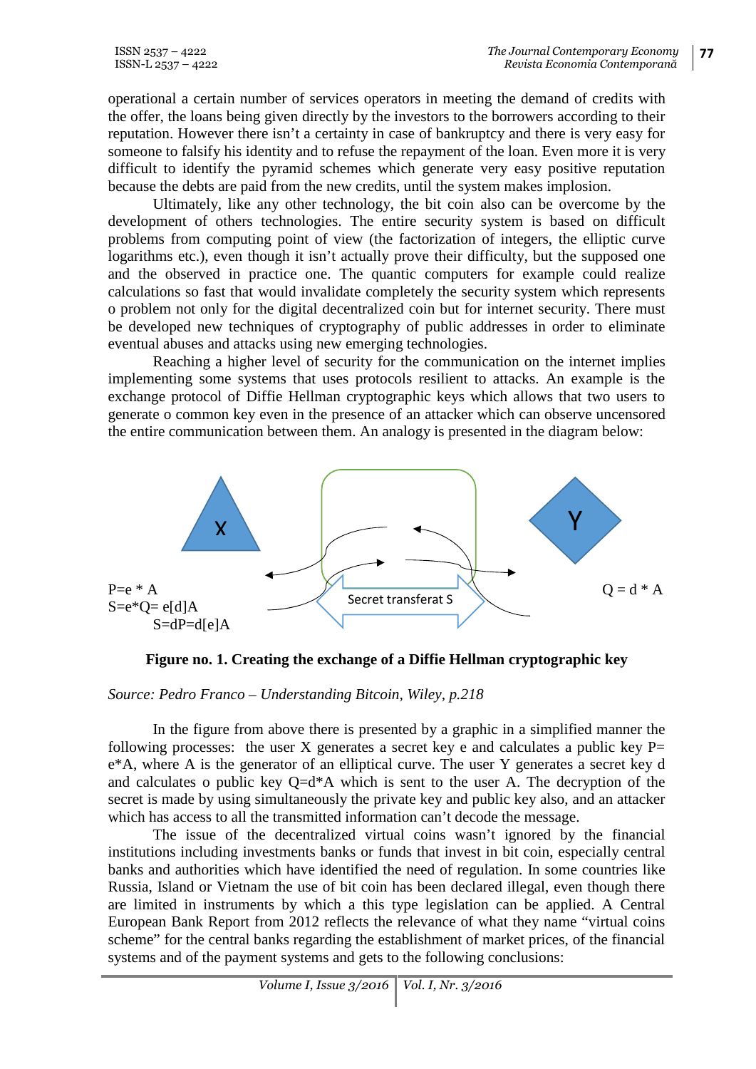operational a certain number of services operators in meeting the demand of credits with the offer, the loans being given directly by the investors to the borrowers according to their reputation. However there isn't a certainty in case of bankruptcy and there is very easy for someone to falsify his identity and to refuse the repayment of the loan. Even more it is very difficult to identify the pyramid schemes which generate very easy positive reputation because the debts are paid from the new credits, until the system makes implosion.

Ultimately, like any other technology, the bit coin also can be overcome by the development of others technologies. The entire security system is based on difficult problems from computing point of view (the factorization of integers, the elliptic curve logarithms etc.), even though it isn't actually prove their difficulty, but the supposed one and the observed in practice one. The quantic computers for example could realize calculations so fast that would invalidate completely the security system which represents o problem not only for the digital decentralized coin but for internet security. There must be developed new techniques of cryptography of public addresses in order to eliminate eventual abuses and attacks using new emerging technologies.

Reaching a higher level of security for the communication on the internet implies implementing some systems that uses protocols resilient to attacks. An example is the exchange protocol of Diffie Hellman cryptographic keys which allows that two users to generate o common key even in the presence of an attacker which can observe uncensored the entire communication between them. An analogy is presented in the diagram below:

X

Y

P=e * A
S=e*Q= e[d]A
S=dP=d[e]A

Secret transferat S

Q = d * A

**Figure no. 1. Creating the exchange of a Diffie Hellman cryptographic key**

*Source: Pedro Franco – Understanding Bitcoin, Wiley, p.218*

In the figure from above there is presented by a graphic in a simplified manner the following processes: the user X generates a secret key e and calculates a public key P= e*A, where A is the generator of an elliptical curve. The user Y generates a secret key d and calculates o public key Q=d*A which is sent to the user A. The decryption of the secret is made by using simultaneously the private key and public key also, and an attacker which has access to all the transmitted information can't decode the message.

The issue of the decentralized virtual coins wasn't ignored by the financial institutions including investments banks or funds that invest in bit coin, especially central banks and authorities which have identified the need of regulation. In some countries like Russia, Island or Vietnam the use of bit coin has been declared illegal, even though there are limited in instruments by which a this type legislation can be applied. A Central European Bank Report from 2012 reflects the relevance of what they name "virtual coins scheme" for the central banks regarding the establishment of market prices, of the financial systems and of the payment systems and gets to the following conclusions: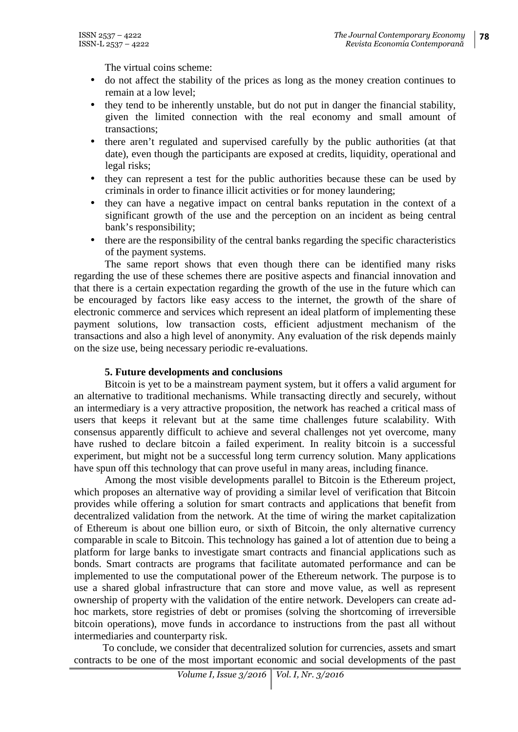The virtual coins scheme:

- do not affect the stability of the prices as long as the money creation continues to remain at a low level;
- they tend to be inherently unstable, but do not put in danger the financial stability, given the limited connection with the real economy and small amount of transactions;
- there aren't regulated and supervised carefully by the public authorities (at that date), even though the participants are exposed at credits, liquidity, operational and legal risks;
- they can represent a test for the public authorities because these can be used by criminals in order to finance illicit activities or for money laundering;
- they can have a negative impact on central banks reputation in the context of a significant growth of the use and the perception on an incident as being central bank's responsibility;
- there are the responsibility of the central banks regarding the specific characteristics of the payment systems.

The same report shows that even though there can be identified many risks regarding the use of these schemes there are positive aspects and financial innovation and that there is a certain expectation regarding the growth of the use in the future which can be encouraged by factors like easy access to the internet, the growth of the share of electronic commerce and services which represent an ideal platform of implementing these payment solutions, low transaction costs, efficient adjustment mechanism of the transactions and also a high level of anonymity. Any evaluation of the risk depends mainly on the size use, being necessary periodic re-evaluations.

## 5. Future developments and conclusions

Bitcoin is yet to be a mainstream payment system, but it offers a valid argument for an alternative to traditional mechanisms. While transacting directly and securely, without an intermediary is a very attractive proposition, the network has reached a critical mass of users that keeps it relevant but at the same time challenges future scalability. With consensus apparently difficult to achieve and several challenges not yet overcome, many have rushed to declare bitcoin a failed experiment. In reality bitcoin is a successful experiment, but might not be a successful long term currency solution. Many applications have spun off this technology that can prove useful in many areas, including finance.

Among the most visible developments parallel to Bitcoin is the Ethereum project, which proposes an alternative way of providing a similar level of verification that Bitcoin provides while offering a solution for smart contracts and applications that benefit from decentralized validation from the network. At the time of wiring the market capitalization of Ethereum is about one billion euro, or sixth of Bitcoin, the only alternative currency comparable in scale to Bitcoin. This technology has gained a lot of attention due to being a platform for large banks to investigate smart contracts and financial applications such as bonds. Smart contracts are programs that facilitate automated performance and can be implemented to use the computational power of the Ethereum network. The purpose is to use a shared global infrastructure that can store and move value, as well as represent ownership of property with the validation of the entire network. Developers can create ad-hoc markets, store registries of debt or promises (solving the shortcoming of irreversible bitcoin operations), move funds in accordance to instructions from the past all without intermediaries and counterparty risk.

To conclude, we consider that decentralized solution for currencies, assets and smart contracts to be one of the most important economic and social developments of the past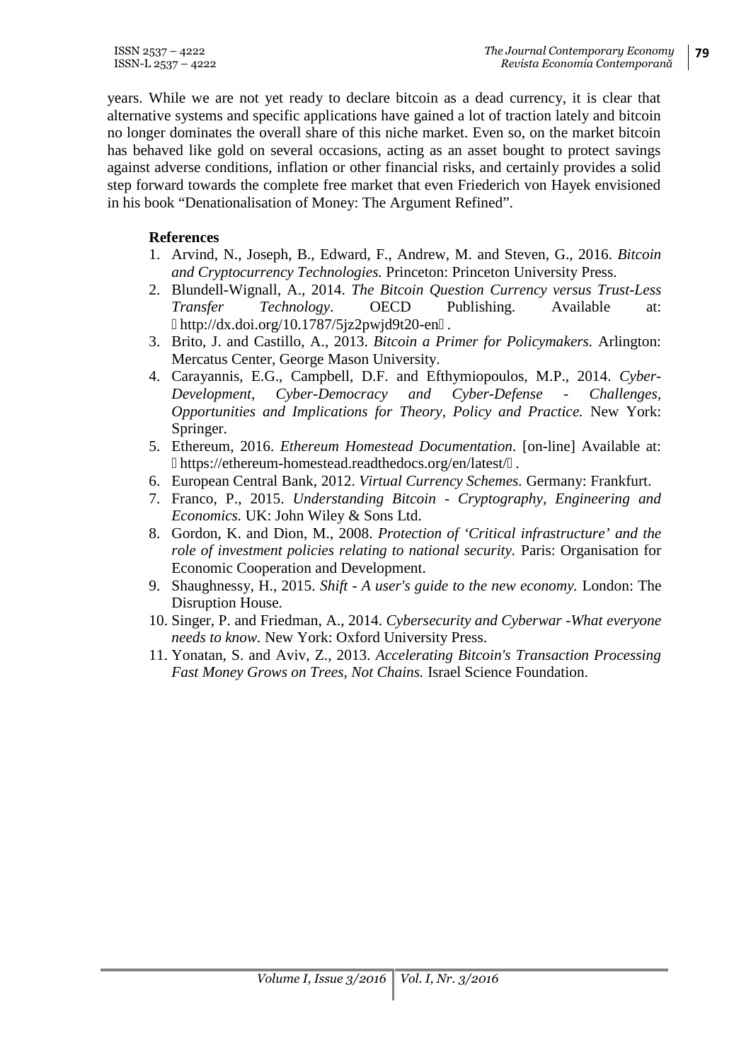years. While we are not yet ready to declare bitcoin as a dead currency, it is clear that alternative systems and specific applications have gained a lot of traction lately and bitcoin no longer dominates the overall share of this niche market. Even so, on the market bitcoin has behaved like gold on several occasions, acting as an asset bought to protect savings against adverse conditions, inflation or other financial risks, and certainly provides a solid step forward towards the complete free market that even Friederich von Hayek envisioned in his book "Denationalisation of Money: The Argument Refined".

**References**

1. Arvind, N., Joseph, B., Edward, F., Andrew, M. and Steven, G., 2016. *Bitcoin and Cryptocurrency Technologies.* Princeton: Princeton University Press.
2. Blundell-Wignall, A., 2014. *The Bitcoin Question Currency versus Trust-Less Transfer Technology.* OECD Publishing. Available at: http://dx.doi.org/10.1787/5jz2pwjd9t20-en.
3. Brito, J. and Castillo, A., 2013. *Bitcoin a Primer for Policymakers.* Arlington: Mercatus Center, George Mason University.
4. Carayannis, E.G., Campbell, D.F. and Efthymiopoulos, M.P., 2014. *Cyber-Development, Cyber-Democracy and Cyber-Defense - Challenges, Opportunities and Implications for Theory, Policy and Practice.* New York: Springer.
5. Ethereum, 2016. *Ethereum Homestead Documentation.* [on-line] Available at: https://ethereum-homestead.readthedocs.org/en/latest/.
6. European Central Bank, 2012. *Virtual Currency Schemes.* Germany: Frankfurt.
7. Franco, P., 2015. *Understanding Bitcoin - Cryptography, Engineering and Economics.* UK: John Wiley & Sons Ltd.
8. Gordon, K. and Dion, M., 2008. *Protection of 'Critical infrastructure' and the role of investment policies relating to national security.* Paris: Organisation for Economic Cooperation and Development.
9. Shaughnessy, H., 2015. *Shift - A user's guide to the new economy.* London: The Disruption House.
10. Singer, P. and Friedman, A., 2014. *Cybersecurity and Cyberwar -What everyone needs to know.* New York: Oxford University Press.
11. Yonatan, S. and Aviv, Z., 2013. *Accelerating Bitcoin's Transaction Processing Fast Money Grows on Trees, Not Chains.* Israel Science Foundation.